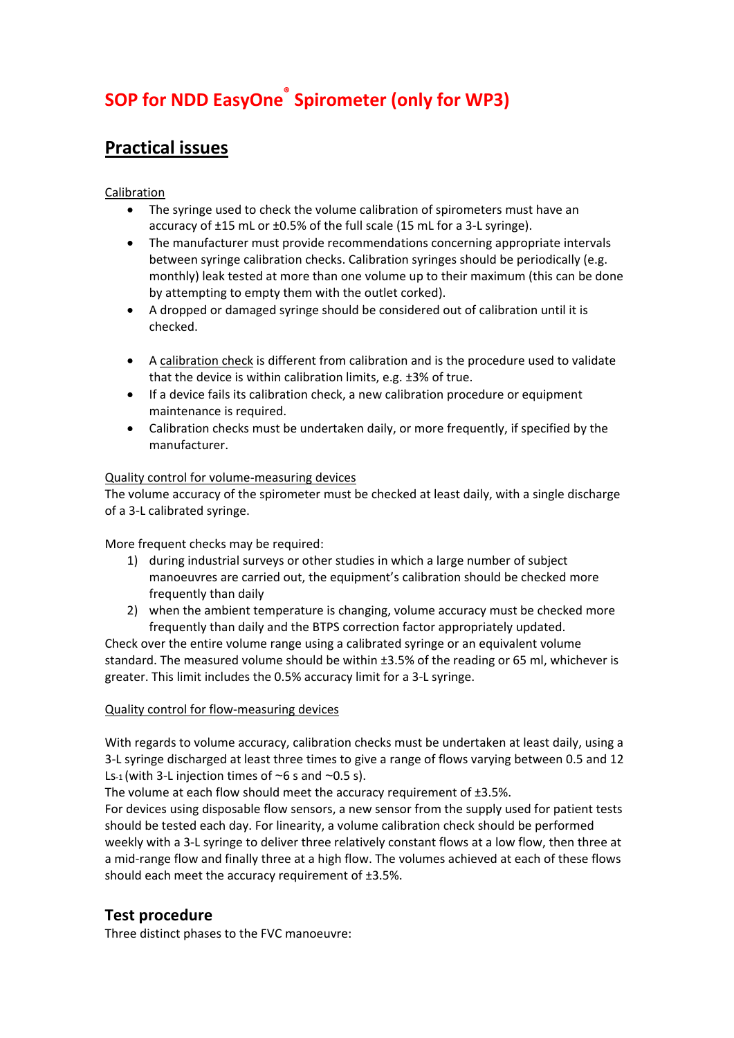# SOP for NDD EasyOne® Spirometer (only for WP3)

## Practical issues

Calibration

- The syringe used to check the volume calibration of spirometers must have an accuracy of ±15 mL or ±0.5% of the full scale (15 mL for a 3-L syringe).
- The manufacturer must provide recommendations concerning appropriate intervals between syringe calibration checks. Calibration syringes should be periodically (e.g. monthly) leak tested at more than one volume up to their maximum (this can be done by attempting to empty them with the outlet corked).
- A dropped or damaged syringe should be considered out of calibration until it is checked.

- A calibration check is different from calibration and is the procedure used to validate that the device is within calibration limits, e.g. ±3% of true.
- If a device fails its calibration check, a new calibration procedure or equipment maintenance is required.
- Calibration checks must be undertaken daily, or more frequently, if specified by the manufacturer.

Quality control for volume-measuring devices

The volume accuracy of the spirometer must be checked at least daily, with a single discharge of a 3-L calibrated syringe.

More frequent checks may be required:

1) during industrial surveys or other studies in which a large number of subject manoeuvres are carried out, the equipment's calibration should be checked more frequently than daily
2) when the ambient temperature is changing, volume accuracy must be checked more frequently than daily and the BTPS correction factor appropriately updated.

Check over the entire volume range using a calibrated syringe or an equivalent volume standard. The measured volume should be within ±3.5% of the reading or 65 ml, whichever is greater. This limit includes the 0.5% accuracy limit for a 3-L syringe.

Quality control for flow-measuring devices

With regards to volume accuracy, calibration checks must be undertaken at least daily, using a 3-L syringe discharged at least three times to give a range of flows varying between 0.5 and 12 $Ls^{-1}$ (with 3-L injection times of ~6 s and ~0.5 s).

The volume at each flow should meet the accuracy requirement of ±3.5%.

For devices using disposable flow sensors, a new sensor from the supply used for patient tests should be tested each day. For linearity, a volume calibration check should be performed weekly with a 3-L syringe to deliver three relatively constant flows at a low flow, then three at a mid-range flow and finally three at a high flow. The volumes achieved at each of these flows should each meet the accuracy requirement of ±3.5%.

### Test procedure

Three distinct phases to the FVC manoeuvre: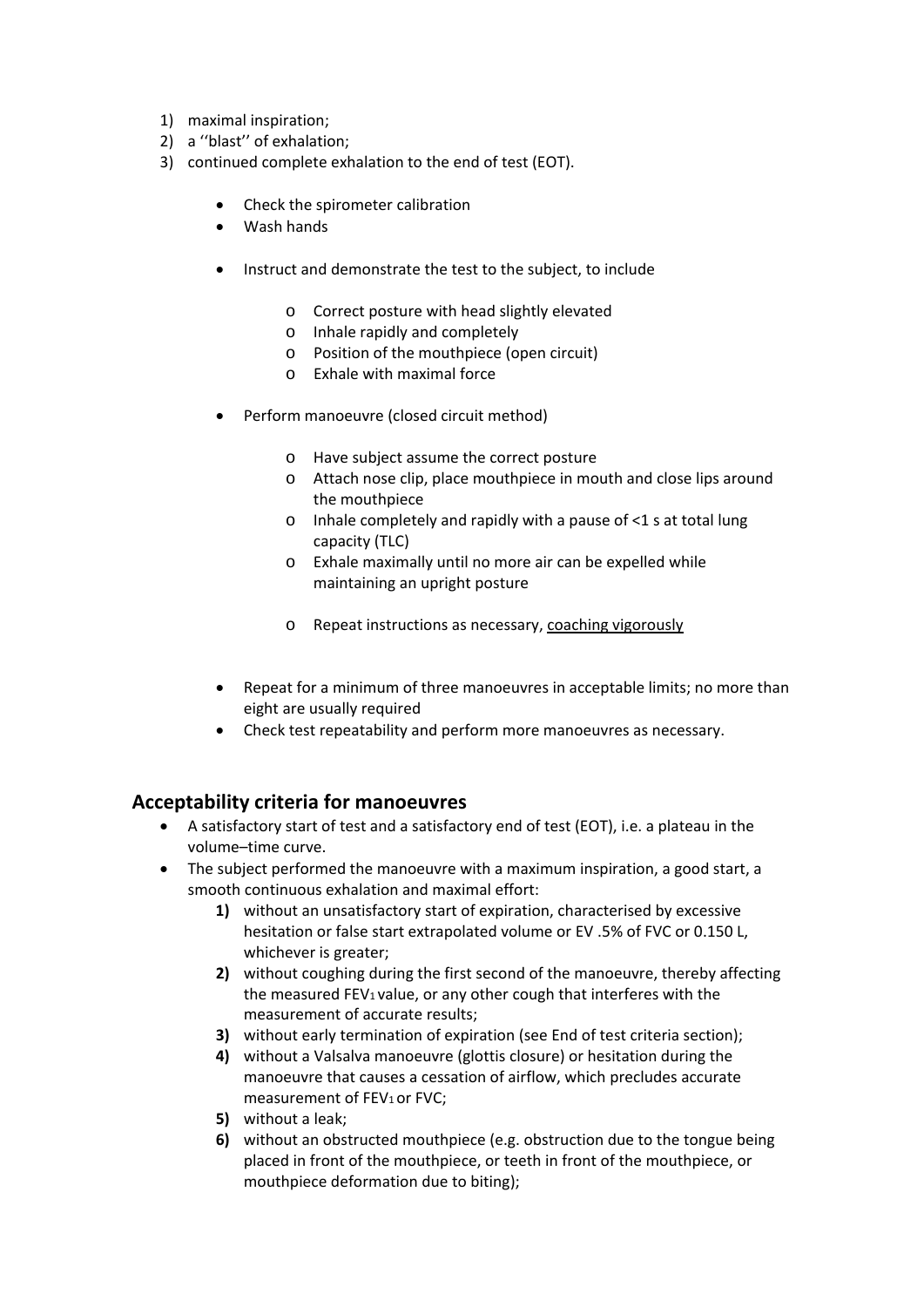1) maximal inspiration;
2) a ''blast'' of exhalation;
3) continued complete exhalation to the end of test (EOT).

- Check the spirometer calibration
- Wash hands

- Instruct and demonstrate the test to the subject, to include
  - Correct posture with head slightly elevated
  - Inhale rapidly and completely
  - Position of the mouthpiece (open circuit)
  - Exhale with maximal force

- Perform manoeuvre (closed circuit method)
  - Have subject assume the correct posture
  - Attach nose clip, place mouthpiece in mouth and close lips around the mouthpiece
  - Inhale completely and rapidly with a pause of <1 s at total lung capacity (TLC)
  - Exhale maximally until no more air can be expelled while maintaining an upright posture

  - Repeat instructions as necessary, <u>coaching vigorously</u>

- Repeat for a minimum of three manoeuvres in acceptable limits; no more than eight are usually required
- Check test repeatability and perform more manoeuvres as necessary.

## Acceptability criteria for manoeuvres

- A satisfactory start of test and a satisfactory end of test (EOT), i.e. a plateau in the volume–time curve.
- The subject performed the manoeuvre with a maximum inspiration, a good start, a smooth continuous exhalation and maximal effort:
  **1)** without an unsatisfactory start of expiration, characterised by excessive hesitation or false start extrapolated volume or EV .5% of FVC or 0.150 L, whichever is greater;
  **2)** without coughing during the first second of the manoeuvre, thereby affecting the measured $FEV_1$ value, or any other cough that interferes with the measurement of accurate results;
  **3)** without early termination of expiration (see End of test criteria section);
  **4)** without a Valsalva manoeuvre (glottis closure) or hesitation during the manoeuvre that causes a cessation of airflow, which precludes accurate measurement of $FEV_1$ or FVC;
  **5)** without a leak;
  **6)** without an obstructed mouthpiece (e.g. obstruction due to the tongue being placed in front of the mouthpiece, or teeth in front of the mouthpiece, or mouthpiece deformation due to biting);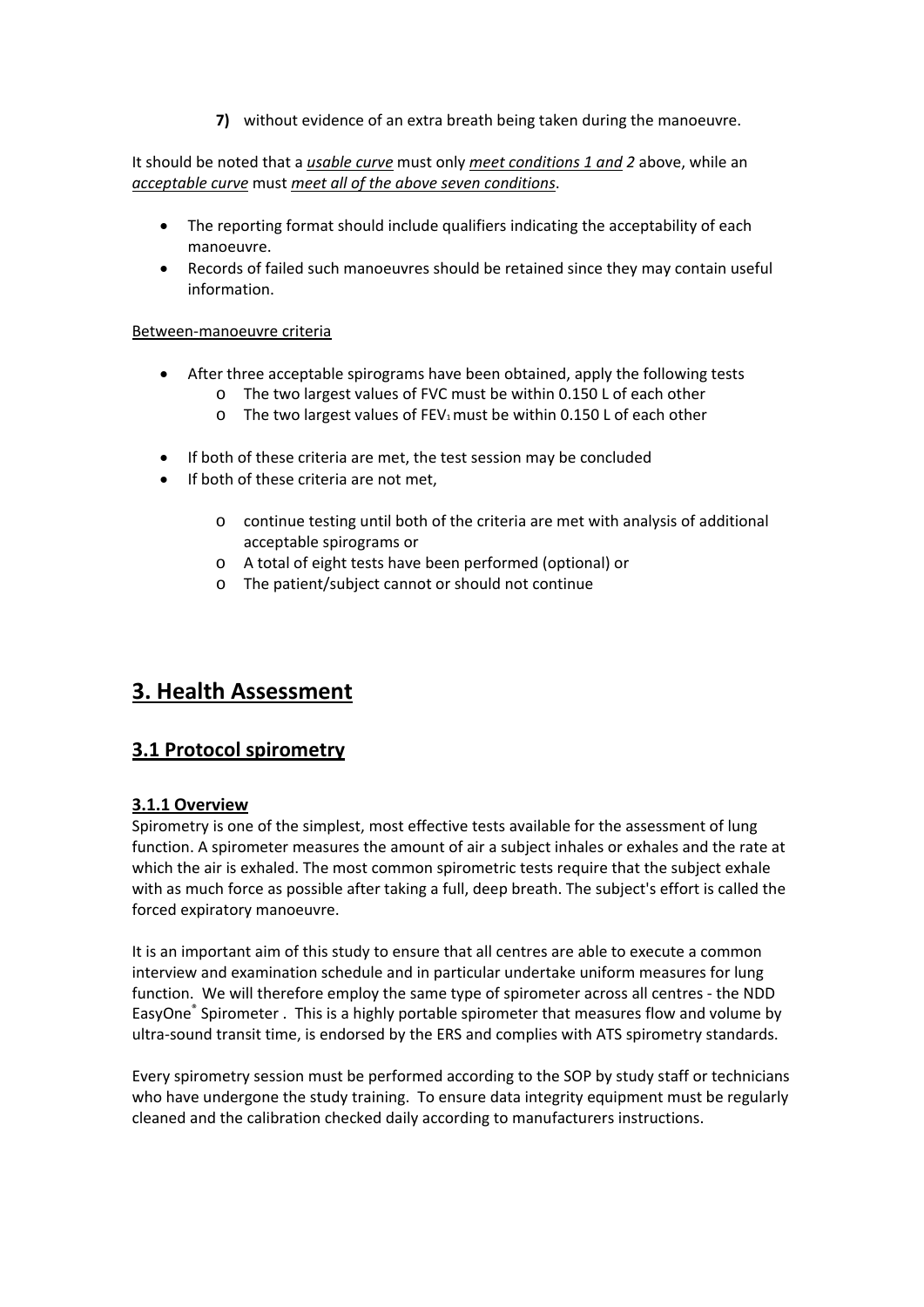7) without evidence of an extra breath being taken during the manoeuvre.

It should be noted that a *usable curve* must only *meet conditions 1 and 2* above, while an *acceptable curve* must *meet all of the above seven conditions*.

- The reporting format should include qualifiers indicating the acceptability of each manoeuvre.
- Records of failed such manoeuvres should be retained since they may contain useful information.

Between-manoeuvre criteria

- After three acceptable spirograms have been obtained, apply the following tests
  - The two largest values of FVC must be within 0.150 L of each other
  - The two largest values of $FEV_1$ must be within 0.150 L of each other
- If both of these criteria are met, the test session may be concluded
- If both of these criteria are not met,
  - continue testing until both of the criteria are met with analysis of additional acceptable spirograms or
  - A total of eight tests have been performed (optional) or
  - The patient/subject cannot or should not continue

# 3. Health Assessment

## 3.1 Protocol spirometry

### 3.1.1 Overview

Spirometry is one of the simplest, most effective tests available for the assessment of lung function. A spirometer measures the amount of air a subject inhales or exhales and the rate at which the air is exhaled. The most common spirometric tests require that the subject exhale with as much force as possible after taking a full, deep breath. The subject's effort is called the forced expiratory manoeuvre.

It is an important aim of this study to ensure that all centres are able to execute a common interview and examination schedule and in particular undertake uniform measures for lung function. We will therefore employ the same type of spirometer across all centres - the NDD EasyOne® Spirometer . This is a highly portable spirometer that measures flow and volume by ultra-sound transit time, is endorsed by the ERS and complies with ATS spirometry standards.

Every spirometry session must be performed according to the SOP by study staff or technicians who have undergone the study training. To ensure data integrity equipment must be regularly cleaned and the calibration checked daily according to manufacturers instructions.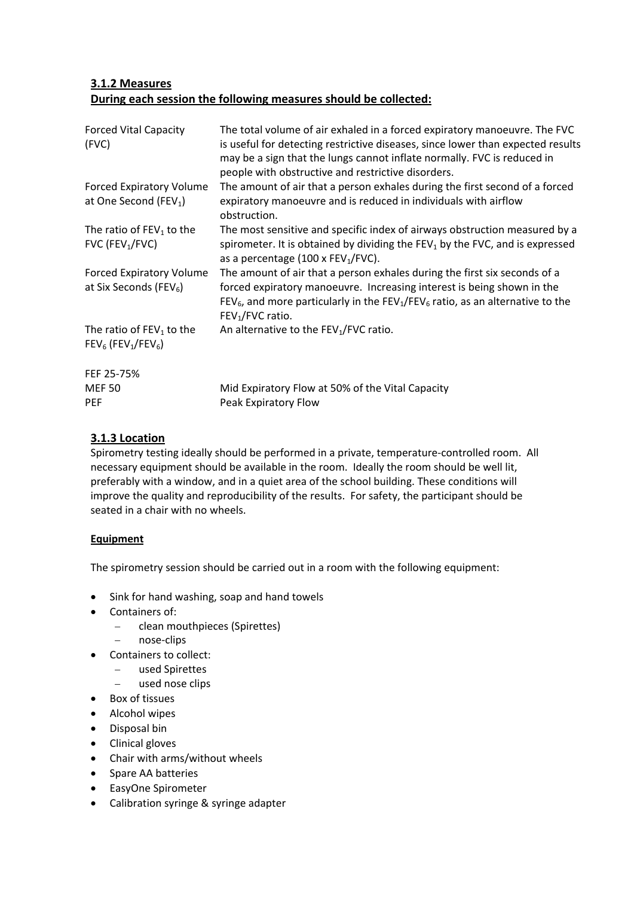## 3.1.2 Measures

**During each session the following measures should be collected:**

| | |
|---|---|
| Forced Vital Capacity (FVC) | The total volume of air exhaled in a forced expiratory manoeuvre. The FVC is useful for detecting restrictive diseases, since lower than expected results may be a sign that the lungs cannot inflate normally. FVC is reduced in people with obstructive and restrictive disorders. |
| Forced Expiratory Volume at One Second ($FEV_1$) | The amount of air that a person exhales during the first second of a forced expiratory manoeuvre and is reduced in individuals with airflow obstruction. |
| The ratio of $FEV_1$ to the FVC ($FEV_1$/FVC) | The most sensitive and specific index of airways obstruction measured by a spirometer. It is obtained by dividing the $FEV_1$ by the FVC, and is expressed as a percentage (100 x $FEV_1$/FVC). |
| Forced Expiratory Volume at Six Seconds ($FEV_6$) | The amount of air that a person exhales during the first six seconds of a forced expiratory manoeuvre. Increasing interest is being shown in the $FEV_6$, and more particularly in the $FEV_1$/$FEV_6$ ratio, as an alternative to the $FEV_1$/FVC ratio. |
| The ratio of $FEV_1$ to the $FEV_6$ ($FEV_1$/$FEV_6$) | An alternative to the $FEV_1$/FVC ratio. |
| FEF 25-75% | |
| MEF 50 | Mid Expiratory Flow at 50% of the Vital Capacity |
| PEF | Peak Expiratory Flow |

## 3.1.3 Location

Spirometry testing ideally should be performed in a private, temperature-controlled room. All necessary equipment should be available in the room. Ideally the room should be well lit, preferably with a window, and in a quiet area of the school building. These conditions will improve the quality and reproducibility of the results. For safety, the participant should be seated in a chair with no wheels.

**Equipment**

The spirometry session should be carried out in a room with the following equipment:

- Sink for hand washing, soap and hand towels
- Containers of:
  - clean mouthpieces (Spirettes)
  - nose-clips
- Containers to collect:
  - used Spirettes
  - used nose clips
- Box of tissues
- Alcohol wipes
- Disposal bin
- Clinical gloves
- Chair with arms/without wheels
- Spare AA batteries
- EasyOne Spirometer
- Calibration syringe & syringe adapter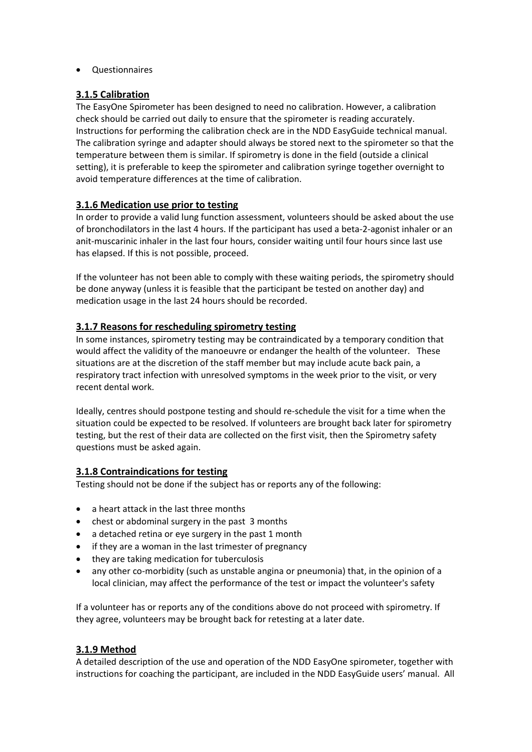- Questionnaires

### 3.1.5 Calibration

The EasyOne Spirometer has been designed to need no calibration. However, a calibration check should be carried out daily to ensure that the spirometer is reading accurately. Instructions for performing the calibration check are in the NDD EasyGuide technical manual. The calibration syringe and adapter should always be stored next to the spirometer so that the temperature between them is similar. If spirometry is done in the field (outside a clinical setting), it is preferable to keep the spirometer and calibration syringe together overnight to avoid temperature differences at the time of calibration.

### 3.1.6 Medication use prior to testing

In order to provide a valid lung function assessment, volunteers should be asked about the use of bronchodilators in the last 4 hours. If the participant has used a beta-2-agonist inhaler or an anit-muscarinic inhaler in the last four hours, consider waiting until four hours since last use has elapsed. If this is not possible, proceed.

If the volunteer has not been able to comply with these waiting periods, the spirometry should be done anyway (unless it is feasible that the participant be tested on another day) and medication usage in the last 24 hours should be recorded.

### 3.1.7 Reasons for rescheduling spirometry testing

In some instances, spirometry testing may be contraindicated by a temporary condition that would affect the validity of the manoeuvre or endanger the health of the volunteer. These situations are at the discretion of the staff member but may include acute back pain, a respiratory tract infection with unresolved symptoms in the week prior to the visit, or very recent dental work.

Ideally, centres should postpone testing and should re-schedule the visit for a time when the situation could be expected to be resolved. If volunteers are brought back later for spirometry testing, but the rest of their data are collected on the first visit, then the Spirometry safety questions must be asked again.

### 3.1.8 Contraindications for testing

Testing should not be done if the subject has or reports any of the following:

- a heart attack in the last three months
- chest or abdominal surgery in the past 3 months
- a detached retina or eye surgery in the past 1 month
- if they are a woman in the last trimester of pregnancy
- they are taking medication for tuberculosis
- any other co-morbidity (such as unstable angina or pneumonia) that, in the opinion of a local clinician, may affect the performance of the test or impact the volunteer's safety

If a volunteer has or reports any of the conditions above do not proceed with spirometry. If they agree, volunteers may be brought back for retesting at a later date.

### 3.1.9 Method

A detailed description of the use and operation of the NDD EasyOne spirometer, together with instructions for coaching the participant, are included in the NDD EasyGuide users' manual. All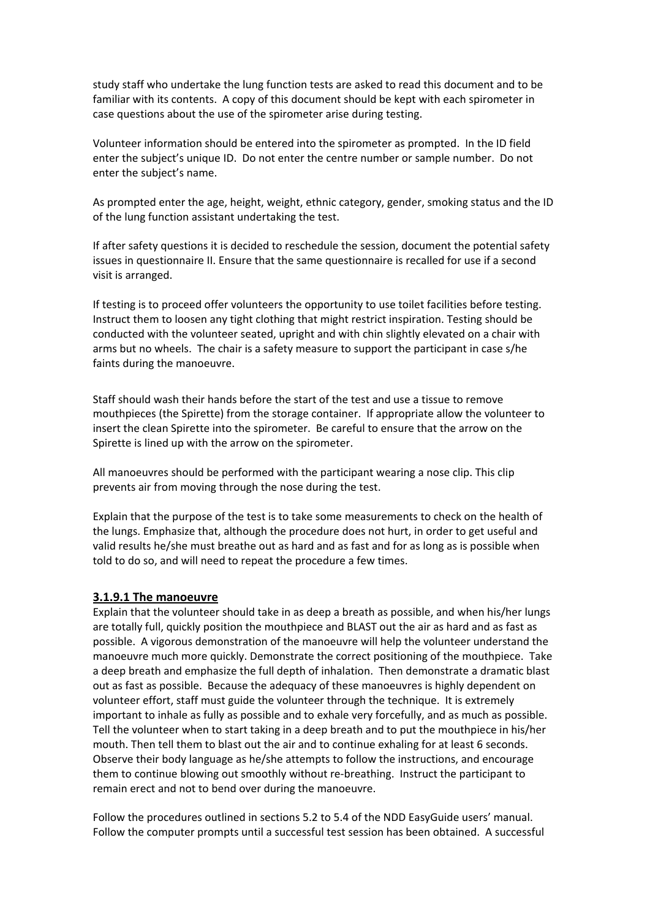study staff who undertake the lung function tests are asked to read this document and to be familiar with its contents. A copy of this document should be kept with each spirometer in case questions about the use of the spirometer arise during testing.

Volunteer information should be entered into the spirometer as prompted. In the ID field enter the subject's unique ID. Do not enter the centre number or sample number. Do not enter the subject's name.

As prompted enter the age, height, weight, ethnic category, gender, smoking status and the ID of the lung function assistant undertaking the test.

If after safety questions it is decided to reschedule the session, document the potential safety issues in questionnaire II. Ensure that the same questionnaire is recalled for use if a second visit is arranged.

If testing is to proceed offer volunteers the opportunity to use toilet facilities before testing. Instruct them to loosen any tight clothing that might restrict inspiration. Testing should be conducted with the volunteer seated, upright and with chin slightly elevated on a chair with arms but no wheels. The chair is a safety measure to support the participant in case s/he faints during the manoeuvre.

Staff should wash their hands before the start of the test and use a tissue to remove mouthpieces (the Spirette) from the storage container. If appropriate allow the volunteer to insert the clean Spirette into the spirometer. Be careful to ensure that the arrow on the Spirette is lined up with the arrow on the spirometer.

All manoeuvres should be performed with the participant wearing a nose clip. This clip prevents air from moving through the nose during the test.

Explain that the purpose of the test is to take some measurements to check on the health of the lungs. Emphasize that, although the procedure does not hurt, in order to get useful and valid results he/she must breathe out as hard and as fast and for as long as is possible when told to do so, and will need to repeat the procedure a few times.

#### 3.1.9.1 The manoeuvre

Explain that the volunteer should take in as deep a breath as possible, and when his/her lungs are totally full, quickly position the mouthpiece and BLAST out the air as hard and as fast as possible. A vigorous demonstration of the manoeuvre will help the volunteer understand the manoeuvre much more quickly. Demonstrate the correct positioning of the mouthpiece. Take a deep breath and emphasize the full depth of inhalation. Then demonstrate a dramatic blast out as fast as possible. Because the adequacy of these manoeuvres is highly dependent on volunteer effort, staff must guide the volunteer through the technique. It is extremely important to inhale as fully as possible and to exhale very forcefully, and as much as possible. Tell the volunteer when to start taking in a deep breath and to put the mouthpiece in his/her mouth. Then tell them to blast out the air and to continue exhaling for at least 6 seconds. Observe their body language as he/she attempts to follow the instructions, and encourage them to continue blowing out smoothly without re-breathing. Instruct the participant to remain erect and not to bend over during the manoeuvre.

Follow the procedures outlined in sections 5.2 to 5.4 of the NDD EasyGuide users' manual. Follow the computer prompts until a successful test session has been obtained. A successful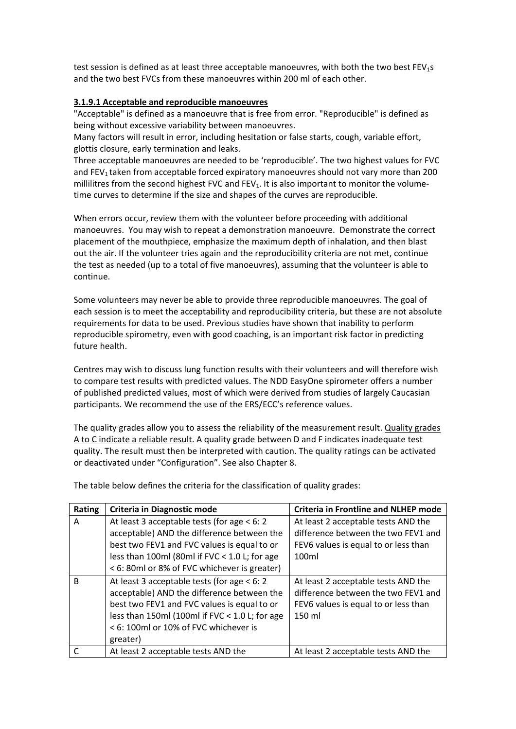test session is defined as at least three acceptable manoeuvres, with both the two best $FEV_1$s and the two best FVCs from these manoeuvres within 200 ml of each other.

**3.1.9.1 Acceptable and reproducible manoeuvres**

"Acceptable" is defined as a manoeuvre that is free from error. "Reproducible" is defined as being without excessive variability between manoeuvres.

Many factors will result in error, including hesitation or false starts, cough, variable effort, glottis closure, early termination and leaks.

Three acceptable manoeuvres are needed to be 'reproducible'. The two highest values for FVC and $FEV_1$ taken from acceptable forced expiratory manoeuvres should not vary more than 200 millilitres from the second highest FVC and $FEV_1$. It is also important to monitor the volume-time curves to determine if the size and shapes of the curves are reproducible.

When errors occur, review them with the volunteer before proceeding with additional manoeuvres. You may wish to repeat a demonstration manoeuvre. Demonstrate the correct placement of the mouthpiece, emphasize the maximum depth of inhalation, and then blast out the air. If the volunteer tries again and the reproducibility criteria are not met, continue the test as needed (up to a total of five manoeuvres), assuming that the volunteer is able to continue.

Some volunteers may never be able to provide three reproducible manoeuvres. The goal of each session is to meet the acceptability and reproducibility criteria, but these are not absolute requirements for data to be used. Previous studies have shown that inability to perform reproducible spirometry, even with good coaching, is an important risk factor in predicting future health.

Centres may wish to discuss lung function results with their volunteers and will therefore wish to compare test results with predicted values. The NDD EasyOne spirometer offers a number of published predicted values, most of which were derived from studies of largely Caucasian participants. We recommend the use of the ERS/ECC's reference values.

The quality grades allow you to assess the reliability of the measurement result. Quality grades A to C indicate a reliable result. A quality grade between D and F indicates inadequate test quality. The result must then be interpreted with caution. The quality ratings can be activated or deactivated under "Configuration". See also Chapter 8.

The table below defines the criteria for the classification of quality grades:

| Rating | Criteria in Diagnostic mode | Criteria in Frontline and NLHEP mode |
|---|---|---|
| A | At least 3 acceptable tests (for age < 6: 2 acceptable) AND the difference between the best two FEV1 and FVC values is equal to or less than 100ml (80ml if FVC < 1.0 L; for age < 6: 80ml or 8% of FVC whichever is greater) | At least 2 acceptable tests AND the difference between the two FEV1 and FEV6 values is equal to or less than 100ml |
| B | At least 3 acceptable tests (for age < 6: 2 acceptable) AND the difference between the best two FEV1 and FVC values is equal to or less than 150ml (100ml if FVC < 1.0 L; for age < 6: 100ml or 10% of FVC whichever is greater) | At least 2 acceptable tests AND the difference between the two FEV1 and FEV6 values is equal to or less than 150 ml |
| C | At least 2 acceptable tests AND the | At least 2 acceptable tests AND the |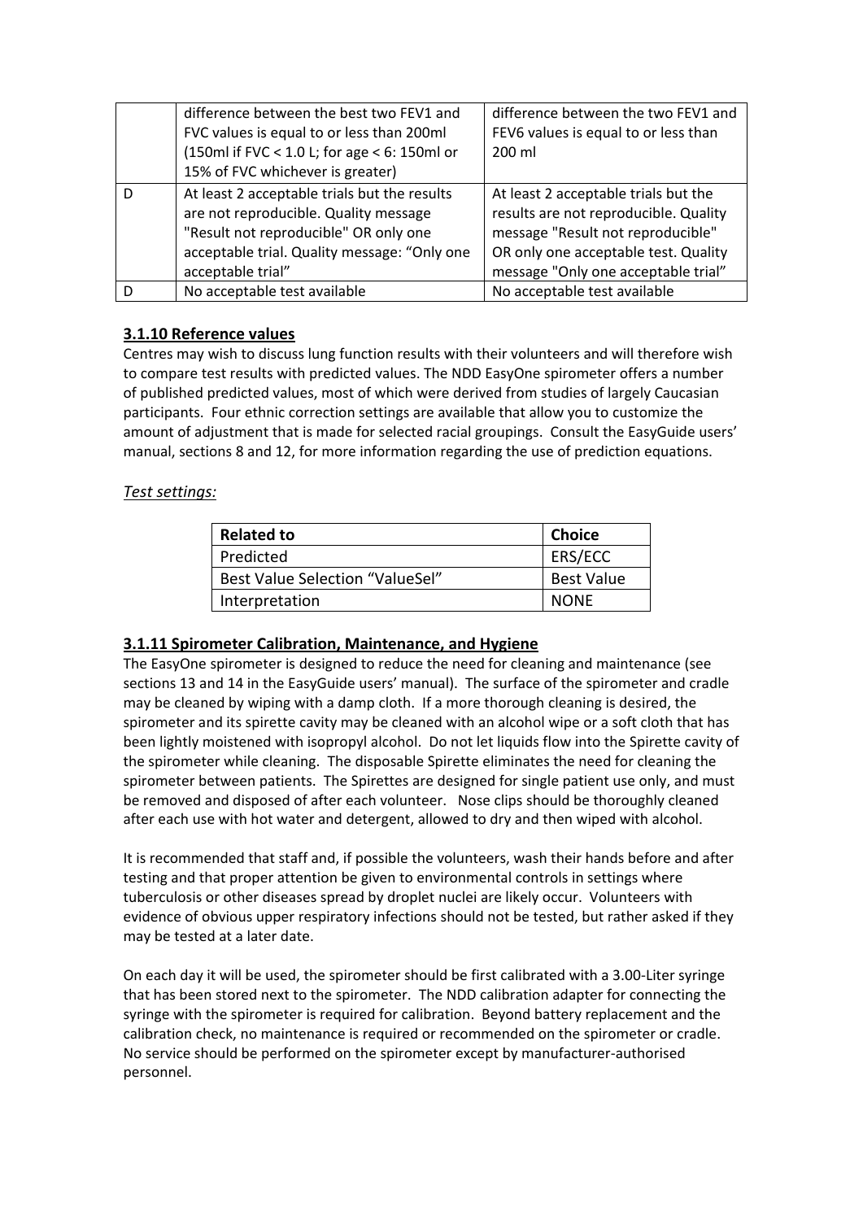| | | |
|---|---|---|
| | difference between the best two FEV1 and FVC values is equal to or less than 200ml (150ml if FVC < 1.0 L; for age < 6: 150ml or 15% of FVC whichever is greater) | difference between the two FEV1 and FEV6 values is equal to or less than 200 ml |
| D | At least 2 acceptable trials but the results are not reproducible. Quality message "Result not reproducible" OR only one acceptable trial. Quality message: "Only one acceptable trial" | At least 2 acceptable trials but the results are not reproducible. Quality message "Result not reproducible" OR only one acceptable test. Quality message "Only one acceptable trial" |
| D | No acceptable test available | No acceptable test available |

### 3.1.10 Reference values

Centres may wish to discuss lung function results with their volunteers and will therefore wish to compare test results with predicted values. The NDD EasyOne spirometer offers a number of published predicted values, most of which were derived from studies of largely Caucasian participants. Four ethnic correction settings are available that allow you to customize the amount of adjustment that is made for selected racial groupings. Consult the EasyGuide users' manual, sections 8 and 12, for more information regarding the use of prediction equations.

*Test settings:*

| Related to | Choice |
|---|---|
| Predicted | ERS/ECC |
| Best Value Selection "ValueSel" | Best Value |
| Interpretation | NONE |

### 3.1.11 Spirometer Calibration, Maintenance, and Hygiene

The EasyOne spirometer is designed to reduce the need for cleaning and maintenance (see sections 13 and 14 in the EasyGuide users' manual). The surface of the spirometer and cradle may be cleaned by wiping with a damp cloth. If a more thorough cleaning is desired, the spirometer and its spirette cavity may be cleaned with an alcohol wipe or a soft cloth that has been lightly moistened with isopropyl alcohol. Do not let liquids flow into the Spirette cavity of the spirometer while cleaning. The disposable Spirette eliminates the need for cleaning the spirometer between patients. The Spirettes are designed for single patient use only, and must be removed and disposed of after each volunteer. Nose clips should be thoroughly cleaned after each use with hot water and detergent, allowed to dry and then wiped with alcohol.

It is recommended that staff and, if possible the volunteers, wash their hands before and after testing and that proper attention be given to environmental controls in settings where tuberculosis or other diseases spread by droplet nuclei are likely occur. Volunteers with evidence of obvious upper respiratory infections should not be tested, but rather asked if they may be tested at a later date.

On each day it will be used, the spirometer should be first calibrated with a 3.00-Liter syringe that has been stored next to the spirometer. The NDD calibration adapter for connecting the syringe with the spirometer is required for calibration. Beyond battery replacement and the calibration check, no maintenance is required or recommended on the spirometer or cradle. No service should be performed on the spirometer except by manufacturer-authorised personnel.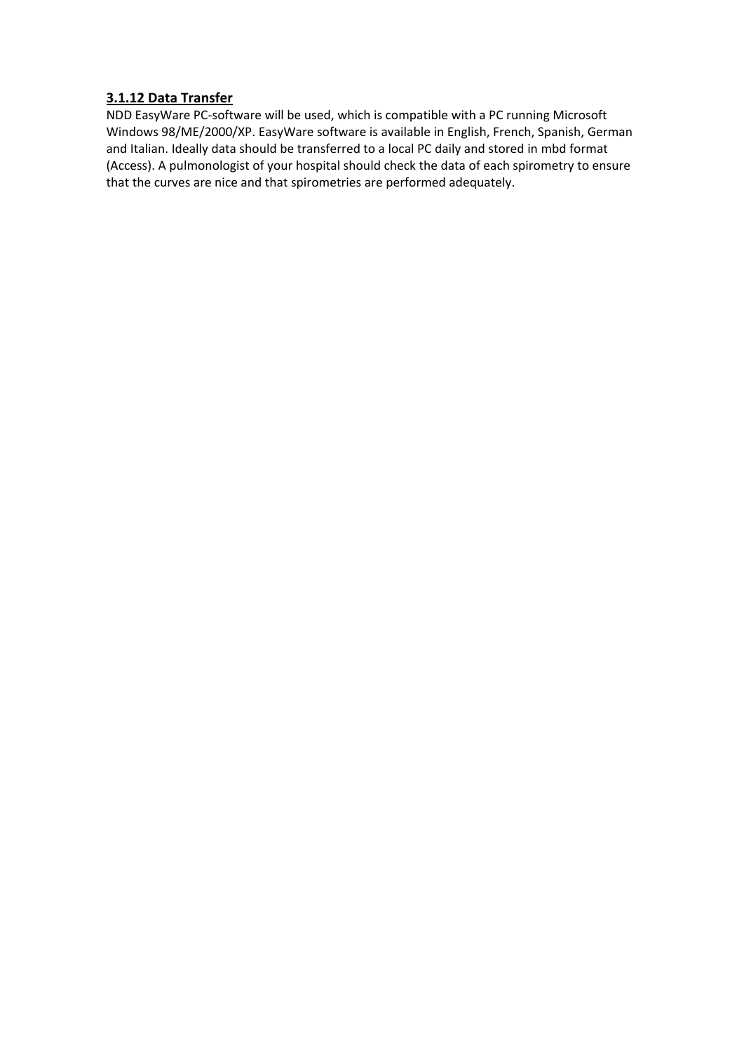### 3.1.12 Data Transfer

NDD EasyWare PC-software will be used, which is compatible with a PC running Microsoft Windows 98/ME/2000/XP. EasyWare software is available in English, French, Spanish, German and Italian. Ideally data should be transferred to a local PC daily and stored in mbd format (Access). A pulmonologist of your hospital should check the data of each spirometry to ensure that the curves are nice and that spirometries are performed adequately.